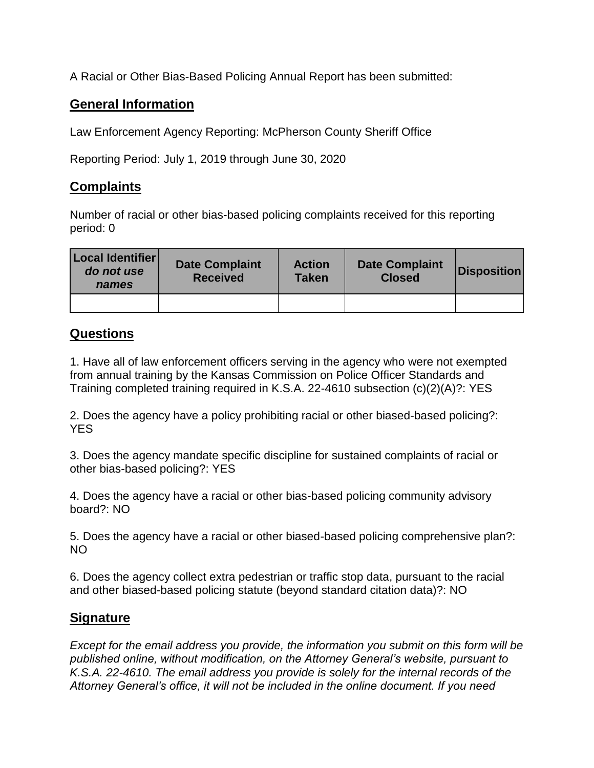A Racial or Other Bias-Based Policing Annual Report has been submitted:

## General Information

Law Enforcement Agency Reporting: McPherson County Sheriff Office

Reporting Period: July 1, 2019 through June 30, 2020

## Complaints

Number of racial or other bias-based policing complaints received for this reporting period: 0

| Local Identifier *do not use names* | Date Complaint Received | Action Taken | Date Complaint Closed | Disposition |
|---|---|---|---|---|
| | | | | |

## Questions

1. Have all of law enforcement officers serving in the agency who were not exempted from annual training by the Kansas Commission on Police Officer Standards and Training completed training required in K.S.A. 22-4610 subsection (c)(2)(A)?: YES

2. Does the agency have a policy prohibiting racial or other biased-based policing?: YES

3. Does the agency mandate specific discipline for sustained complaints of racial or other bias-based policing?: YES

4. Does the agency have a racial or other bias-based policing community advisory board?: NO

5. Does the agency have a racial or other biased-based policing comprehensive plan?: NO

6. Does the agency collect extra pedestrian or traffic stop data, pursuant to the racial and other biased-based policing statute (beyond standard citation data)?: NO

## Signature

*Except for the email address you provide, the information you submit on this form will be published online, without modification, on the Attorney General's website, pursuant to K.S.A. 22-4610. The email address you provide is solely for the internal records of the Attorney General's office, it will not be included in the online document. If you need*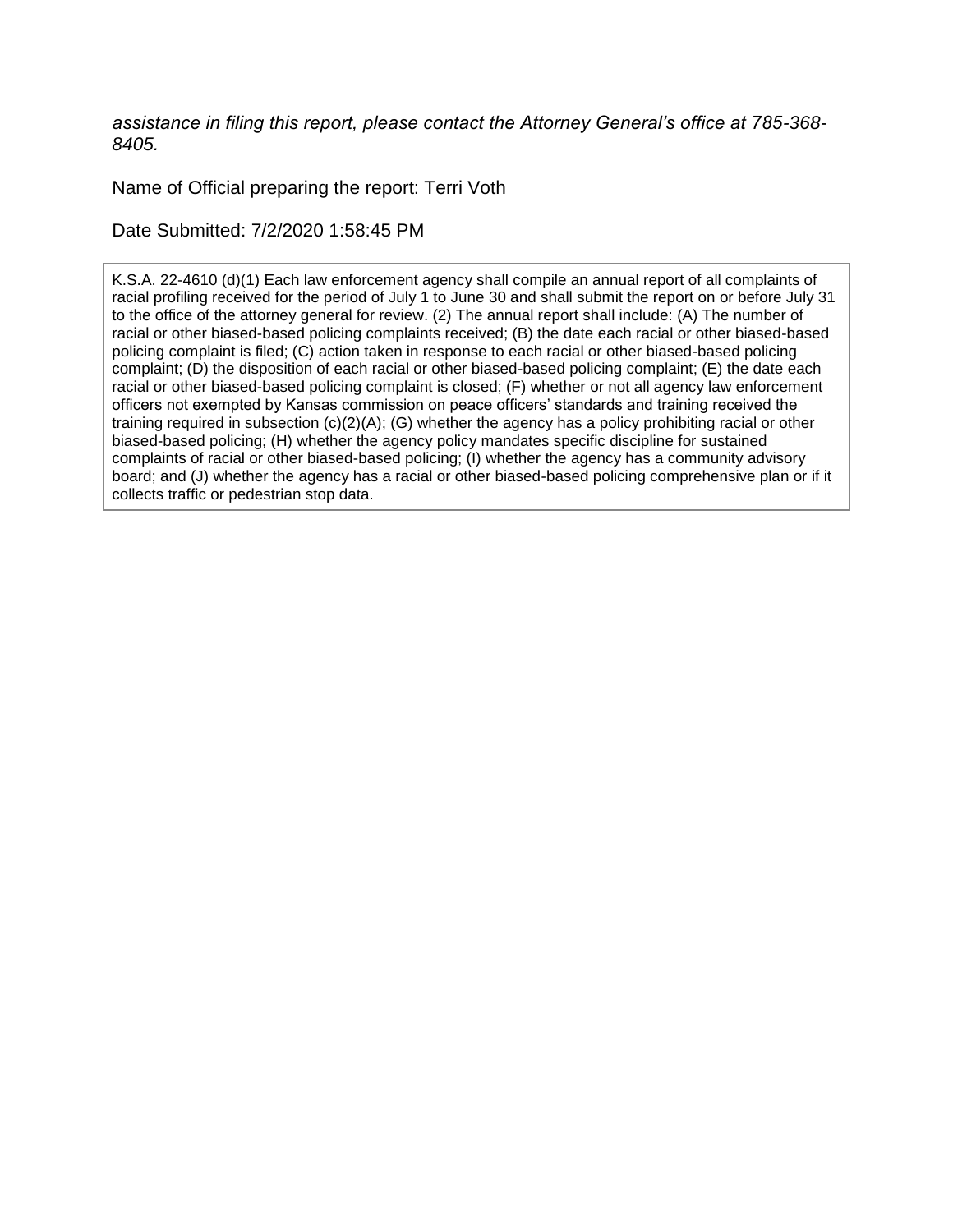*assistance in filing this report, please contact the Attorney General's office at 785-368-8405.*

Name of Official preparing the report: Terri Voth

Date Submitted: 7/2/2020 1:58:45 PM

K.S.A. 22-4610 (d)(1) Each law enforcement agency shall compile an annual report of all complaints of racial profiling received for the period of July 1 to June 30 and shall submit the report on or before July 31 to the office of the attorney general for review. (2) The annual report shall include: (A) The number of racial or other biased-based policing complaints received; (B) the date each racial or other biased-based policing complaint is filed; (C) action taken in response to each racial or other biased-based policing complaint; (D) the disposition of each racial or other biased-based policing complaint; (E) the date each racial or other biased-based policing complaint is closed; (F) whether or not all agency law enforcement officers not exempted by Kansas commission on peace officers' standards and training received the training required in subsection (c)(2)(A); (G) whether the agency has a policy prohibiting racial or other biased-based policing; (H) whether the agency policy mandates specific discipline for sustained complaints of racial or other biased-based policing; (I) whether the agency has a community advisory board; and (J) whether the agency has a racial or other biased-based policing comprehensive plan or if it collects traffic or pedestrian stop data.